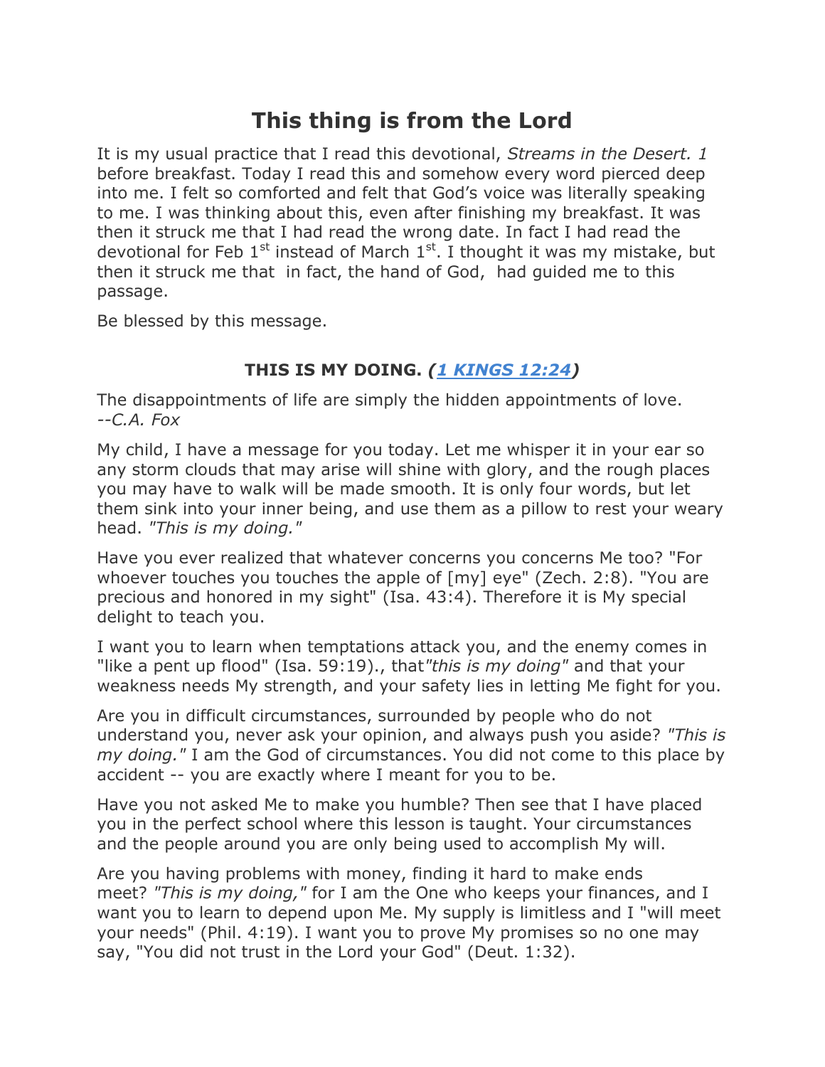# This thing is from the Lord

It is my usual practice that I read this devotional, *Streams in the Desert. 1* before breakfast. Today I read this and somehow every word pierced deep into me. I felt so comforted and felt that God's voice was literally speaking to me. I was thinking about this, even after finishing my breakfast. It was then it struck me that I had read the wrong date. In fact I had read the devotional for Feb 1st instead of March 1st. I thought it was my mistake, but then it struck me that in fact, the hand of God, had guided me to this passage.

Be blessed by this message.

**THIS IS MY DOING. *(1 KINGS 12:24)***

The disappointments of life are simply the hidden appointments of love. *--C.A. Fox*

My child, I have a message for you today. Let me whisper it in your ear so any storm clouds that may arise will shine with glory, and the rough places you may have to walk will be made smooth. It is only four words, but let them sink into your inner being, and use them as a pillow to rest your weary head. *"This is my doing."*

Have you ever realized that whatever concerns you concerns Me too? "For whoever touches you touches the apple of [my] eye" (Zech. 2:8). "You are precious and honored in my sight" (Isa. 43:4). Therefore it is My special delight to teach you.

I want you to learn when temptations attack you, and the enemy comes in "like a pent up flood" (Isa. 59:19)., that*"this is my doing"* and that your weakness needs My strength, and your safety lies in letting Me fight for you.

Are you in difficult circumstances, surrounded by people who do not understand you, never ask your opinion, and always push you aside? *"This is my doing."* I am the God of circumstances. You did not come to this place by accident -- you are exactly where I meant for you to be.

Have you not asked Me to make you humble? Then see that I have placed you in the perfect school where this lesson is taught. Your circumstances and the people around you are only being used to accomplish My will.

Are you having problems with money, finding it hard to make ends meet? *"This is my doing,"* for I am the One who keeps your finances, and I want you to learn to depend upon Me. My supply is limitless and I "will meet your needs" (Phil. 4:19). I want you to prove My promises so no one may say, "You did not trust in the Lord your God" (Deut. 1:32).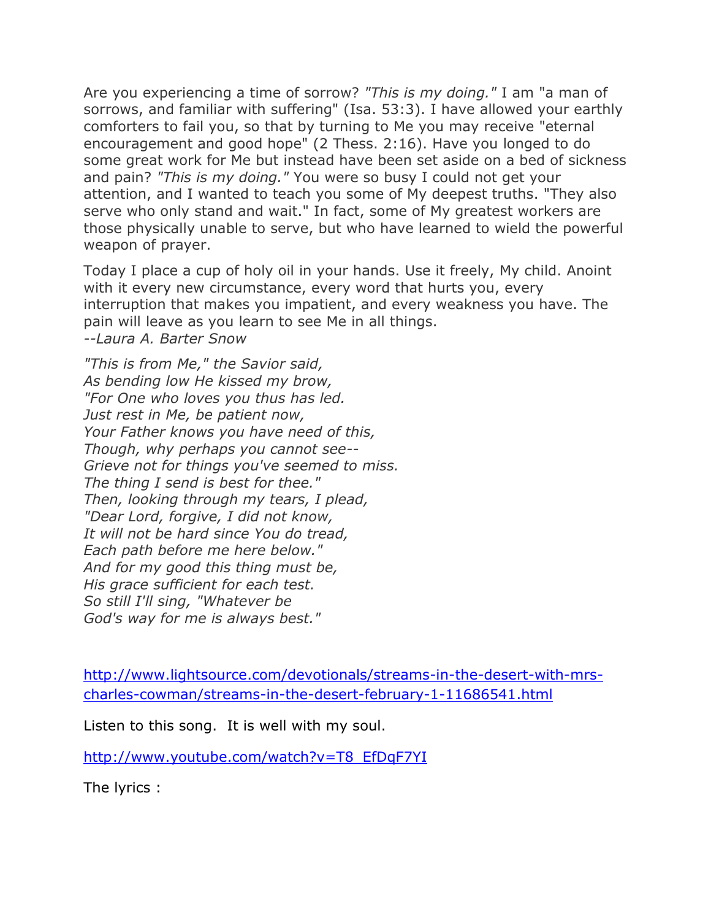Are you experiencing a time of sorrow? *"This is my doing."* I am "a man of sorrows, and familiar with suffering" (Isa. 53:3). I have allowed your earthly comforters to fail you, so that by turning to Me you may receive "eternal encouragement and good hope" (2 Thess. 2:16). Have you longed to do some great work for Me but instead have been set aside on a bed of sickness and pain? *"This is my doing."* You were so busy I could not get your attention, and I wanted to teach you some of My deepest truths. "They also serve who only stand and wait." In fact, some of My greatest workers are those physically unable to serve, but who have learned to wield the powerful weapon of prayer.

Today I place a cup of holy oil in your hands. Use it freely, My child. Anoint with it every new circumstance, every word that hurts you, every interruption that makes you impatient, and every weakness you have. The pain will leave as you learn to see Me in all things.
*--Laura A. Barter Snow*

*"This is from Me," the Savior said,*
*As bending low He kissed my brow,*
*"For One who loves you thus has led.*
*Just rest in Me, be patient now,*
*Your Father knows you have need of this,*
*Though, why perhaps you cannot see--*
*Grieve not for things you've seemed to miss.*
*The thing I send is best for thee."*
*Then, looking through my tears, I plead,*
*"Dear Lord, forgive, I did not know,*
*It will not be hard since You do tread,*
*Each path before me here below."*
*And for my good this thing must be,*
*His grace sufficient for each test.*
*So still I'll sing, "Whatever be*
*God's way for me is always best."*

[http://www.lightsource.com/devotionals/streams-in-the-desert-with-mrs-charles-cowman/streams-in-the-desert-february-1-11686541.html](http://www.lightsource.com/devotionals/streams-in-the-desert-with-mrs-charles-cowman/streams-in-the-desert-february-1-11686541.html)

Listen to this song. It is well with my soul.

[http://www.youtube.com/watch?v=T8_EfDqF7YI](http://www.youtube.com/watch?v=T8_EfDqF7YI)

The lyrics :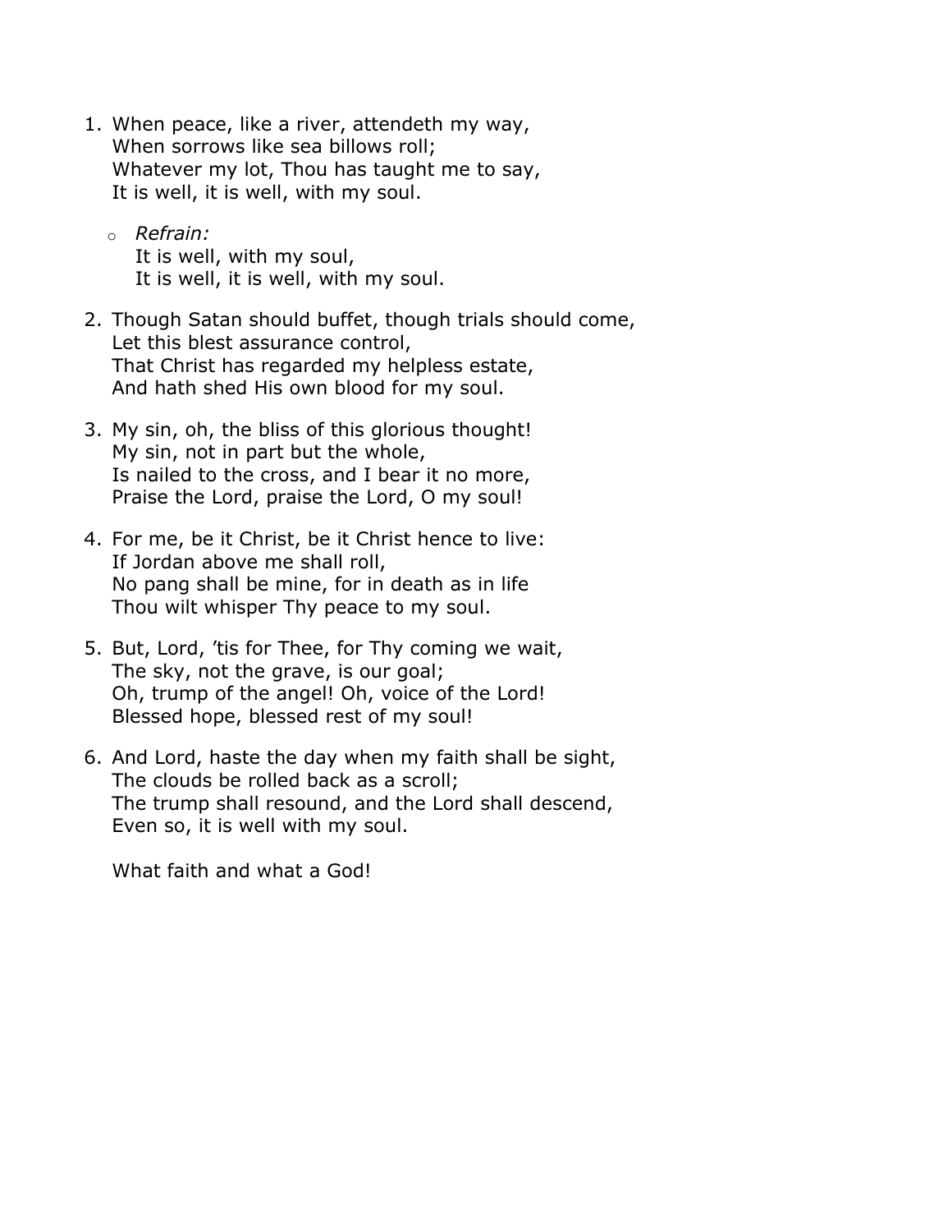1. When peace, like a river, attendeth my way,  
   When sorrows like sea billows roll;  
   Whatever my lot, Thou has taught me to say,  
   It is well, it is well, with my soul.

   - *Refrain:*  
     It is well, with my soul,  
     It is well, it is well, with my soul.

2. Though Satan should buffet, though trials should come,  
   Let this blest assurance control,  
   That Christ has regarded my helpless estate,  
   And hath shed His own blood for my soul.

3. My sin, oh, the bliss of this glorious thought!  
   My sin, not in part but the whole,  
   Is nailed to the cross, and I bear it no more,  
   Praise the Lord, praise the Lord, O my soul!

4. For me, be it Christ, be it Christ hence to live:  
   If Jordan above me shall roll,  
   No pang shall be mine, for in death as in life  
   Thou wilt whisper Thy peace to my soul.

5. But, Lord, 'tis for Thee, for Thy coming we wait,  
   The sky, not the grave, is our goal;  
   Oh, trump of the angel! Oh, voice of the Lord!  
   Blessed hope, blessed rest of my soul!

6. And Lord, haste the day when my faith shall be sight,  
   The clouds be rolled back as a scroll;  
   The trump shall resound, and the Lord shall descend,  
   Even so, it is well with my soul.

   What faith and what a God!